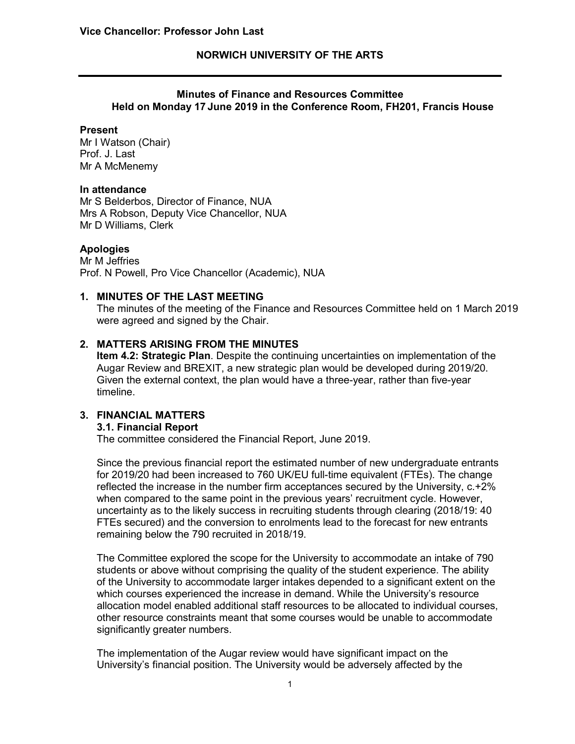Vice Chancellor: Professor John Last

# NORWICH UNIVERSITY OF THE ARTS

## Minutes of Finance and Resources Committee
**Held on Monday 17 June 2019 in the Conference Room, FH201, Francis House**

**Present**
Mr I Watson (Chair)
Prof. J. Last
Mr A McMenemy

**In attendance**
Mr S Belderbos, Director of Finance, NUA
Mrs A Robson, Deputy Vice Chancellor, NUA
Mr D Williams, Clerk

**Apologies**
Mr M Jeffries
Prof. N Powell, Pro Vice Chancellor (Academic), NUA

### 1. MINUTES OF THE LAST MEETING

The minutes of the meeting of the Finance and Resources Committee held on 1 March 2019 were agreed and signed by the Chair.

### 2. MATTERS ARISING FROM THE MINUTES

**Item 4.2: Strategic Plan**. Despite the continuing uncertainties on implementation of the Augar Review and BREXIT, a new strategic plan would be developed during 2019/20. Given the external context, the plan would have a three-year, rather than five-year timeline.

### 3. FINANCIAL MATTERS

#### 3.1. Financial Report

The committee considered the Financial Report, June 2019.

Since the previous financial report the estimated number of new undergraduate entrants for 2019/20 had been increased to 760 UK/EU full-time equivalent (FTEs). The change reflected the increase in the number firm acceptances secured by the University, c.+2% when compared to the same point in the previous years' recruitment cycle. However, uncertainty as to the likely success in recruiting students through clearing (2018/19: 40 FTEs secured) and the conversion to enrolments lead to the forecast for new entrants remaining below the 790 recruited in 2018/19.

The Committee explored the scope for the University to accommodate an intake of 790 students or above without comprising the quality of the student experience. The ability of the University to accommodate larger intakes depended to a significant extent on the which courses experienced the increase in demand. While the University's resource allocation model enabled additional staff resources to be allocated to individual courses, other resource constraints meant that some courses would be unable to accommodate significantly greater numbers.

The implementation of the Augar review would have significant impact on the University's financial position. The University would be adversely affected by the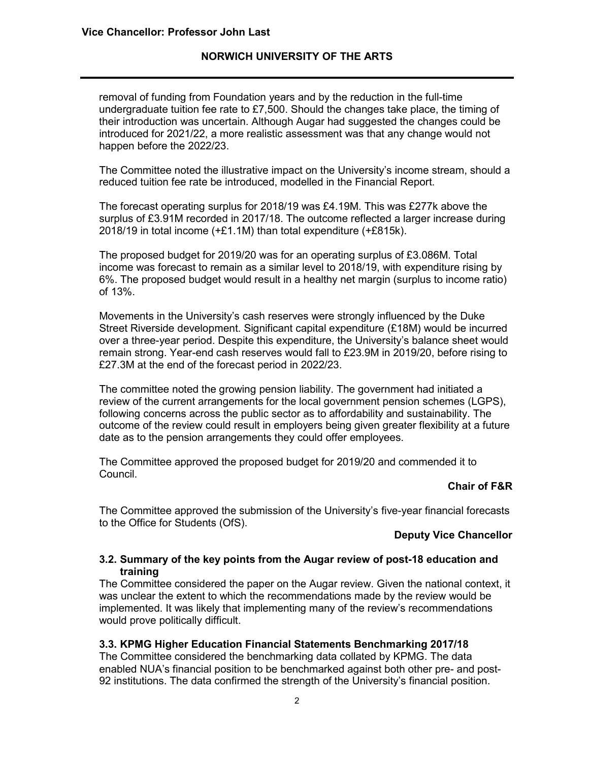removal of funding from Foundation years and by the reduction in the full-time undergraduate tuition fee rate to £7,500. Should the changes take place, the timing of their introduction was uncertain. Although Augar had suggested the changes could be introduced for 2021/22, a more realistic assessment was that any change would not happen before the 2022/23.

The Committee noted the illustrative impact on the University's income stream, should a reduced tuition fee rate be introduced, modelled in the Financial Report.

The forecast operating surplus for 2018/19 was £4.19M. This was £277k above the surplus of £3.91M recorded in 2017/18. The outcome reflected a larger increase during 2018/19 in total income (+£1.1M) than total expenditure (+£815k).

The proposed budget for 2019/20 was for an operating surplus of £3.086M. Total income was forecast to remain as a similar level to 2018/19, with expenditure rising by 6%. The proposed budget would result in a healthy net margin (surplus to income ratio) of 13%.

Movements in the University's cash reserves were strongly influenced by the Duke Street Riverside development. Significant capital expenditure (£18M) would be incurred over a three-year period. Despite this expenditure, the University's balance sheet would remain strong. Year-end cash reserves would fall to £23.9M in 2019/20, before rising to £27.3M at the end of the forecast period in 2022/23.

The committee noted the growing pension liability. The government had initiated a review of the current arrangements for the local government pension schemes (LGPS), following concerns across the public sector as to affordability and sustainability. The outcome of the review could result in employers being given greater flexibility at a future date as to the pension arrangements they could offer employees.

The Committee approved the proposed budget for 2019/20 and commended it to Council.

**Chair of F&R**

The Committee approved the submission of the University's five-year financial forecasts to the Office for Students (OfS).

**Deputy Vice Chancellor**

### 3.2. Summary of the key points from the Augar review of post-18 education and training

The Committee considered the paper on the Augar review. Given the national context, it was unclear the extent to which the recommendations made by the review would be implemented. It was likely that implementing many of the review's recommendations would prove politically difficult.

### 3.3. KPMG Higher Education Financial Statements Benchmarking 2017/18

The Committee considered the benchmarking data collated by KPMG. The data enabled NUA's financial position to be benchmarked against both other pre- and post-92 institutions. The data confirmed the strength of the University's financial position.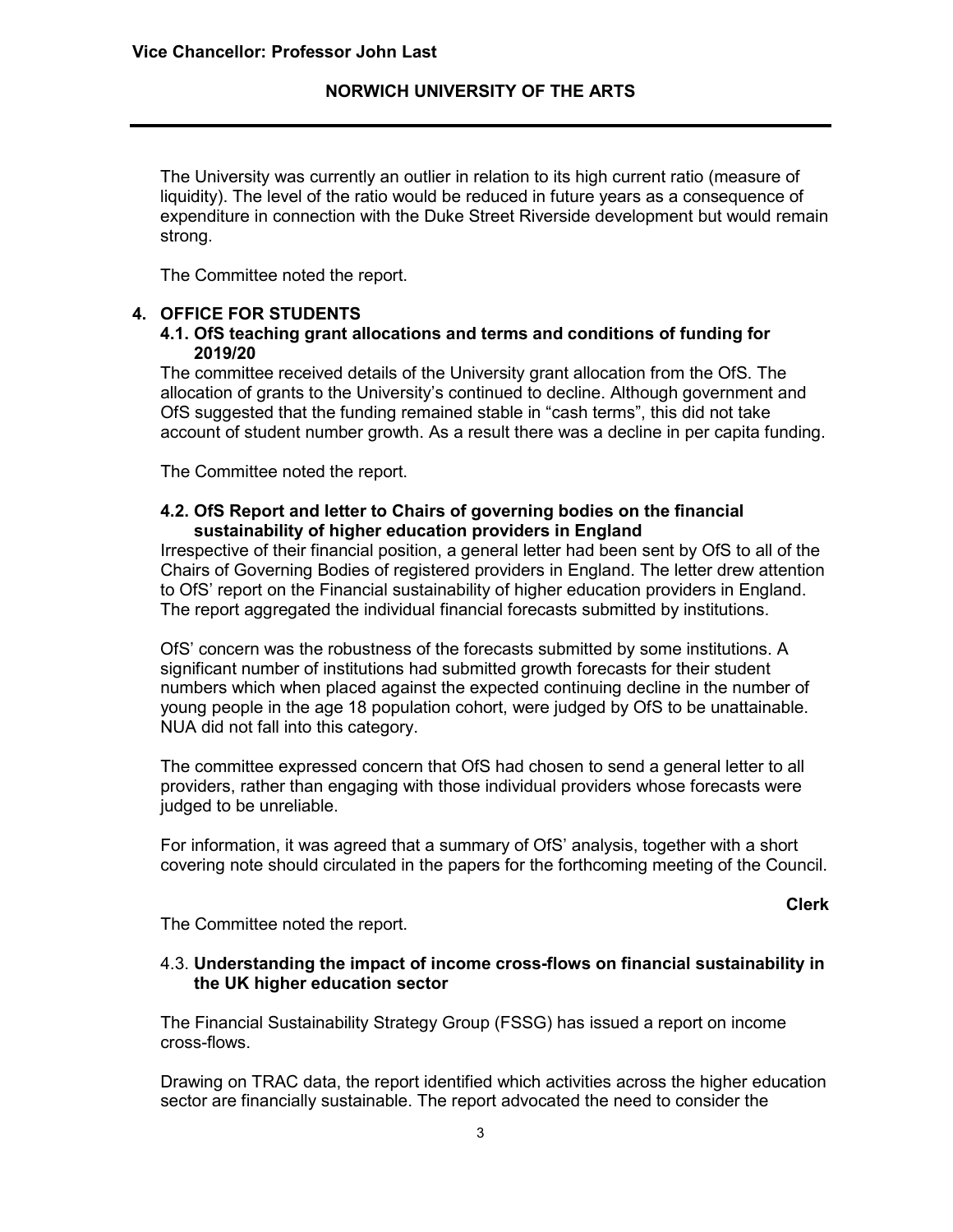The University was currently an outlier in relation to its high current ratio (measure of liquidity). The level of the ratio would be reduced in future years as a consequence of expenditure in connection with the Duke Street Riverside development but would remain strong.

The Committee noted the report.

## 4. OFFICE FOR STUDENTS

### 4.1. OfS teaching grant allocations and terms and conditions of funding for 2019/20

The committee received details of the University grant allocation from the OfS. The allocation of grants to the University's continued to decline. Although government and OfS suggested that the funding remained stable in "cash terms", this did not take account of student number growth. As a result there was a decline in per capita funding.

The Committee noted the report.

### 4.2. OfS Report and letter to Chairs of governing bodies on the financial sustainability of higher education providers in England

Irrespective of their financial position, a general letter had been sent by OfS to all of the Chairs of Governing Bodies of registered providers in England. The letter drew attention to OfS' report on the Financial sustainability of higher education providers in England. The report aggregated the individual financial forecasts submitted by institutions.

OfS' concern was the robustness of the forecasts submitted by some institutions. A significant number of institutions had submitted growth forecasts for their student numbers which when placed against the expected continuing decline in the number of young people in the age 18 population cohort, were judged by OfS to be unattainable. NUA did not fall into this category.

The committee expressed concern that OfS had chosen to send a general letter to all providers, rather than engaging with those individual providers whose forecasts were judged to be unreliable.

For information, it was agreed that a summary of OfS' analysis, together with a short covering note should circulated in the papers for the forthcoming meeting of the Council.

**Clerk**

The Committee noted the report.

### 4.3. Understanding the impact of income cross-flows on financial sustainability in the UK higher education sector

The Financial Sustainability Strategy Group (FSSG) has issued a report on income cross-flows.

Drawing on TRAC data, the report identified which activities across the higher education sector are financially sustainable. The report advocated the need to consider the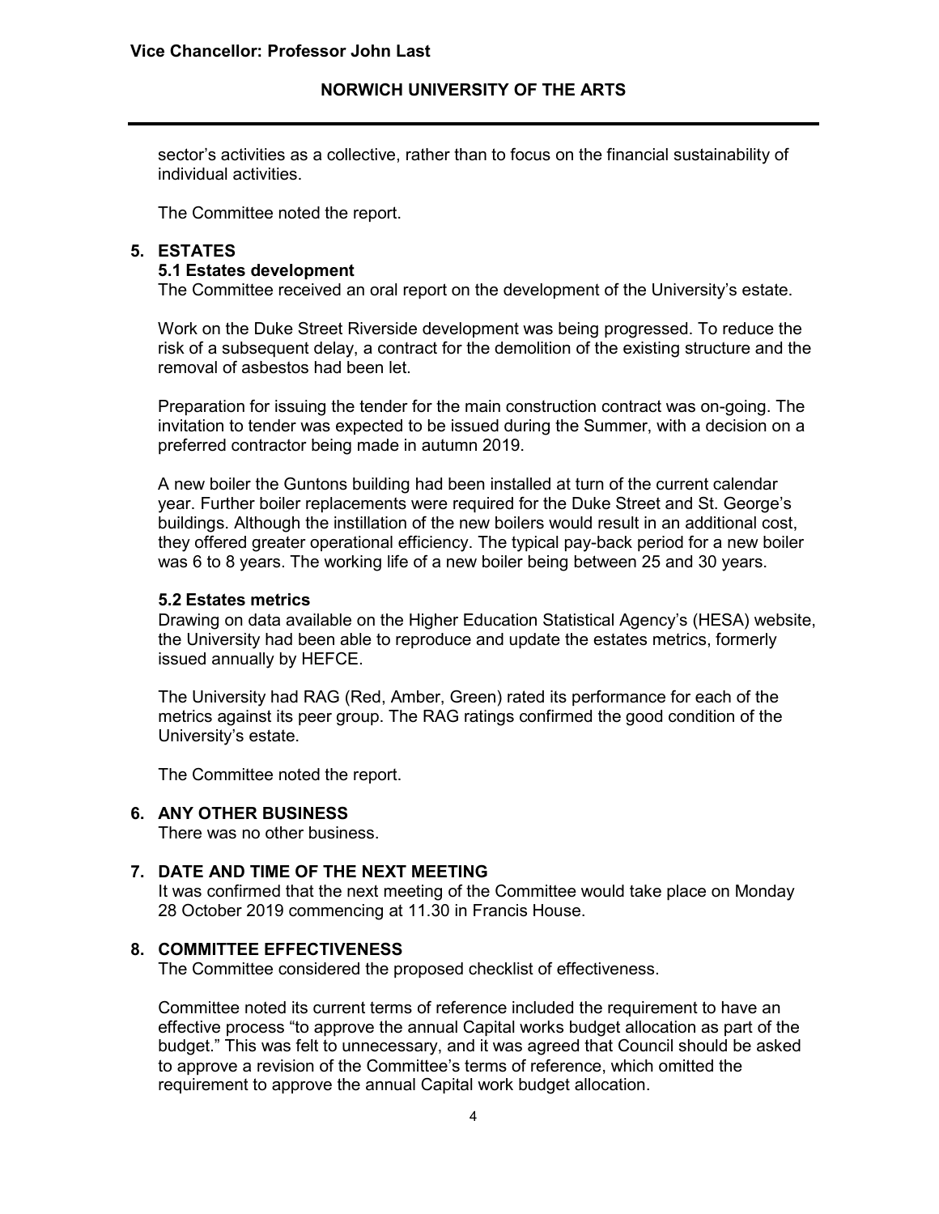sector's activities as a collective, rather than to focus on the financial sustainability of individual activities.

The Committee noted the report.

## 5. ESTATES

### 5.1 Estates development

The Committee received an oral report on the development of the University's estate.

Work on the Duke Street Riverside development was being progressed. To reduce the risk of a subsequent delay, a contract for the demolition of the existing structure and the removal of asbestos had been let.

Preparation for issuing the tender for the main construction contract was on-going. The invitation to tender was expected to be issued during the Summer, with a decision on a preferred contractor being made in autumn 2019.

A new boiler the Guntons building had been installed at turn of the current calendar year. Further boiler replacements were required for the Duke Street and St. George's buildings. Although the instillation of the new boilers would result in an additional cost, they offered greater operational efficiency. The typical pay-back period for a new boiler was 6 to 8 years. The working life of a new boiler being between 25 and 30 years.

### 5.2 Estates metrics

Drawing on data available on the Higher Education Statistical Agency's (HESA) website, the University had been able to reproduce and update the estates metrics, formerly issued annually by HEFCE.

The University had RAG (Red, Amber, Green) rated its performance for each of the metrics against its peer group. The RAG ratings confirmed the good condition of the University's estate.

The Committee noted the report.

## 6. ANY OTHER BUSINESS

There was no other business.

## 7. DATE AND TIME OF THE NEXT MEETING

It was confirmed that the next meeting of the Committee would take place on Monday 28 October 2019 commencing at 11.30 in Francis House.

## 8. COMMITTEE EFFECTIVENESS

The Committee considered the proposed checklist of effectiveness.

Committee noted its current terms of reference included the requirement to have an effective process "to approve the annual Capital works budget allocation as part of the budget." This was felt to unnecessary, and it was agreed that Council should be asked to approve a revision of the Committee's terms of reference, which omitted the requirement to approve the annual Capital work budget allocation.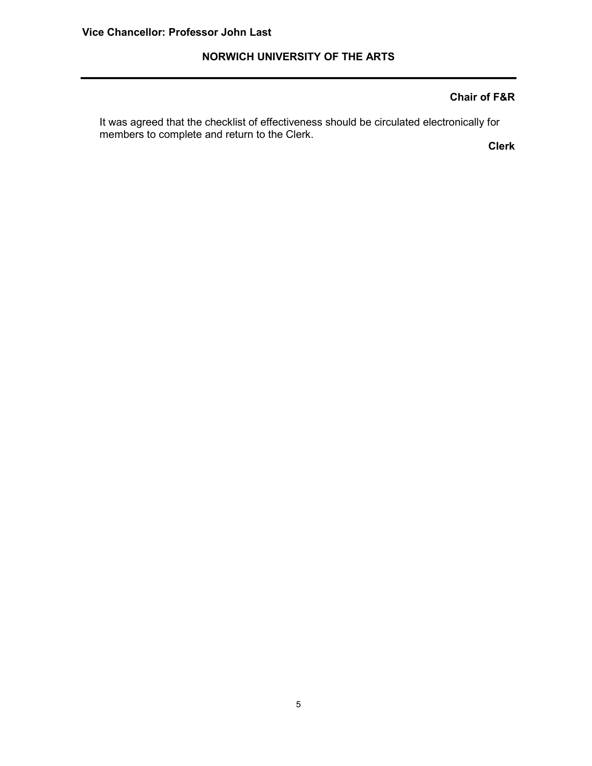**Chair of F&R**

It was agreed that the checklist of effectiveness should be circulated electronically for members to complete and return to the Clerk.

**Clerk**